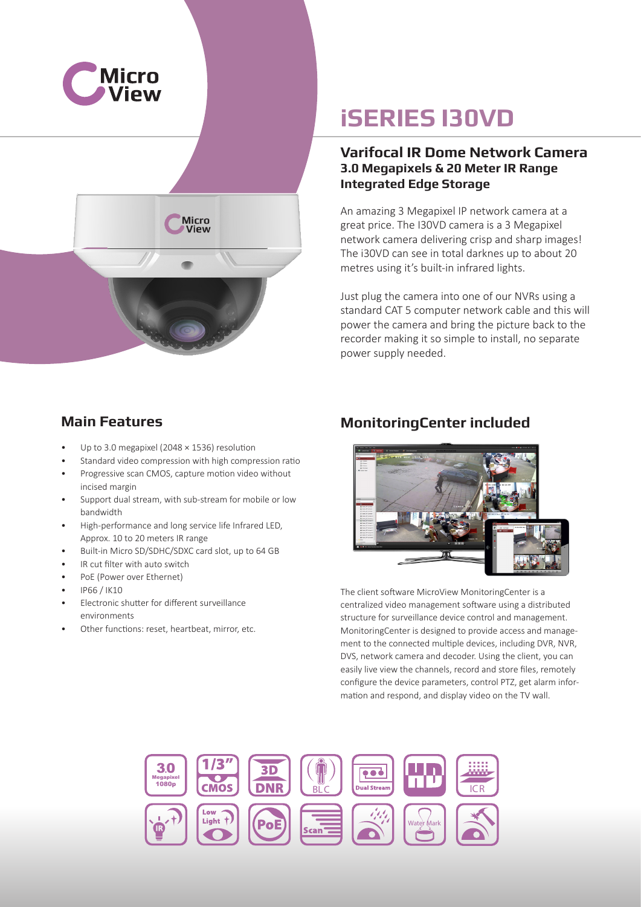# iSERIES I30VD

## Varifocal IR Dome Network Camera

### 3.0 Megapixels & 20 Meter IR Range

### Integrated Edge Storage

An amazing 3 Megapixel IP network camera at a great price. The I30VD camera is a 3 Megapixel network camera delivering crisp and sharp images! The i30VD can see in total darknes up to about 20 metres using it's built-in infrared lights.

Just plug the camera into one of our NVRs using a standard CAT 5 computer network cable and this will power the camera and bring the picture back to the recorder making it so simple to install, no separate power supply needed.

## Main Features

- Up to 3.0 megapixel (2048 × 1536) resolution
- Standard video compression with high compression ratio
- Progressive scan CMOS, capture motion video without incised margin
- Support dual stream, with sub-stream for mobile or low bandwidth
- High-performance and long service life Infrared LED, Approx. 10 to 20 meters IR range
- Built-in Micro SD/SDHC/SDXC card slot, up to 64 GB
- IR cut filter with auto switch
- PoE (Power over Ethernet)
- IP66 / IK10
- Electronic shutter for different surveillance environments
- Other functions: reset, heartbeat, mirror, etc.

## MonitoringCenter included

The client software MicroView MonitoringCenter is a centralized video management software using a distributed structure for surveillance device control and management. MonitoringCenter is designed to provide access and management to the connected multiple devices, including DVR, NVR, DVS, network camera and decoder. Using the client, you can easily live view the channels, record and store files, remotely configure the device parameters, control PTZ, get alarm information and respond, and display video on the TV wall.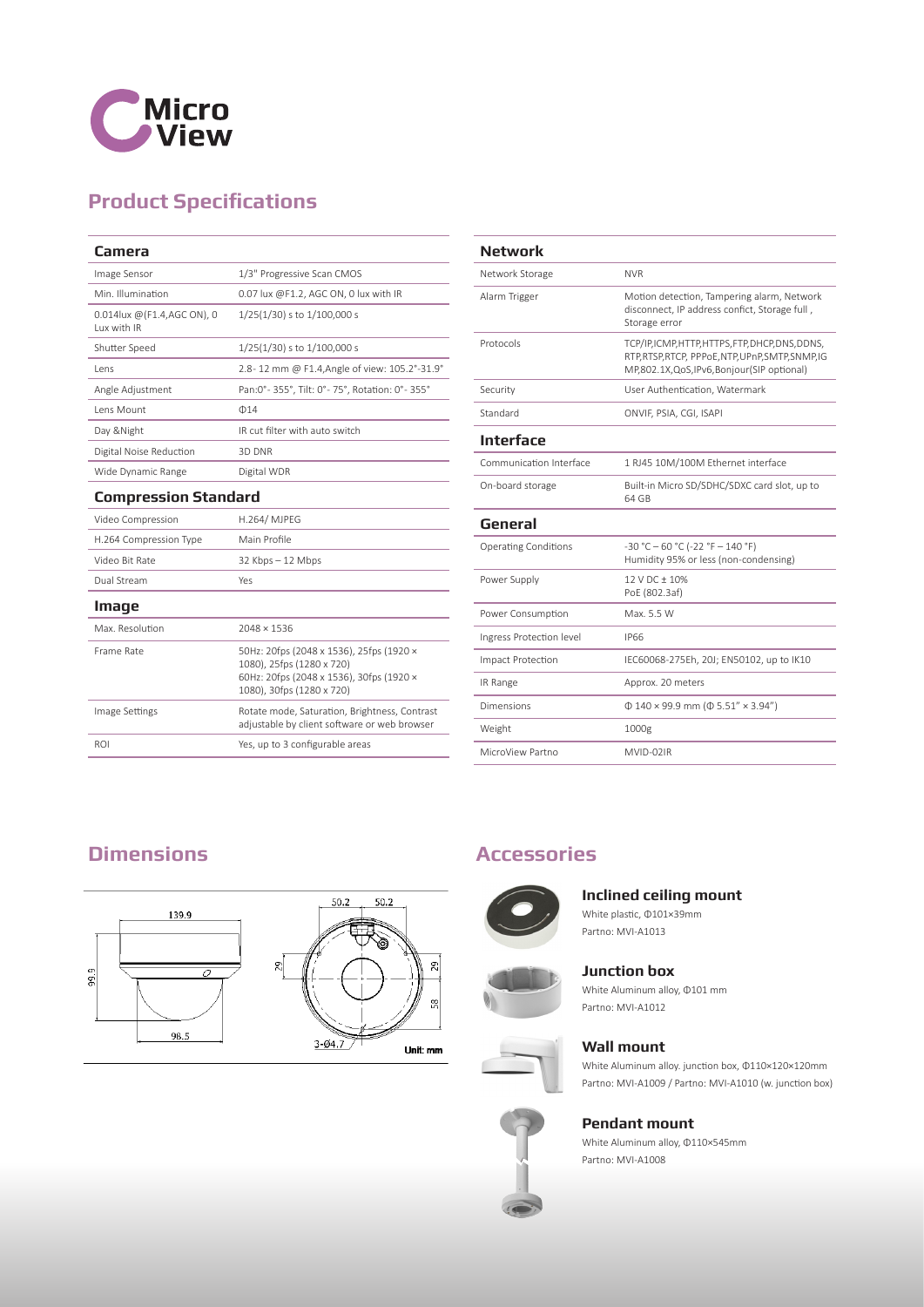# Micro View

## Product Specifications

### Camera

| | |
|---|---|
| Image Sensor | 1/3" Progressive Scan CMOS |
| Min. Illumination | 0.07 lux @F1.2, AGC ON, 0 lux with IR |
| 0.014lux @(F1.4,AGC ON), 0 Lux with IR | 1/25(1/30) s to 1/100,000 s |
| Shutter Speed | 1/25(1/30) s to 1/100,000 s |
| Lens | 2.8- 12 mm @ F1.4,Angle of view: 105.2°-31.9° |
| Angle Adjustment | Pan:0°- 355°, Tilt: 0°- 75°, Rotation: 0°- 355° |
| Lens Mount | Φ14 |
| Day &Night | IR cut filter with auto switch |
| Digital Noise Reduction | 3D DNR |
| Wide Dynamic Range | Digital WDR |

### Compression Standard

| | |
|---|---|
| Video Compression | H.264/ MJPEG |
| H.264 Compression Type | Main Profile |
| Video Bit Rate | 32 Kbps – 12 Mbps |
| Dual Stream | Yes |

### Image

| | |
|---|---|
| Max. Resolution | 2048 × 1536 |
| Frame Rate | 50Hz: 20fps (2048 x 1536), 25fps (1920 × 1080), 25fps (1280 x 720) 60Hz: 20fps (2048 x 1536), 30fps (1920 × 1080), 30fps (1280 x 720) |
| Image Settings | Rotate mode, Saturation, Brightness, Contrast adjustable by client software or web browser |
| ROI | Yes, up to 3 configurable areas |

### Network

| | |
|---|---|
| Network Storage | NVR |
| Alarm Trigger | Motion detection, Tampering alarm, Network disconnect, IP address confict, Storage full , Storage error |
| Protocols | TCP/IP,ICMP,HTTP,HTTPS,FTP,DHCP,DNS,DDNS, RTP,RTSP,RTCP, PPPoE,NTP,UPnP,SMTP,SNMP,IGMP,802.1X,QoS,IPv6,Bonjour(SIP optional) |
| Security | User Authentication, Watermark |
| Standard | ONVIF, PSIA, CGI, ISAPI |

### Interface

| | |
|---|---|
| Communication Interface | 1 RJ45 10M/100M Ethernet interface |
| On-board storage | Built-in Micro SD/SDHC/SDXC card slot, up to 64 GB |

### General

| | |
|---|---|
| Operating Conditions | -30 °C – 60 °C (-22 °F – 140 °F) Humidity 95% or less (non-condensing) |
| Power Supply | 12 V DC ± 10% PoE (802.3af) |
| Power Consumption | Max. 5.5 W |
| Ingress Protection level | IP66 |
| Impact Protection | IEC60068-275Eh, 20J; EN50102, up to IK10 |
| IR Range | Approx. 20 meters |
| Dimensions | Φ 140 × 99.9 mm (Φ 5.51" × 3.94") |
| Weight | 1000g |
| MicroView Partno | MVID-02IR |

## Dimensions

139.9
99.9
96.5
50.2
50.2
29
29
58
3-Ø4.7
Unit: mm

## Accessories

**Inclined ceiling mount**
White plastic, Φ101×39mm
Partno: MVI-A1013

**Junction box**
White Aluminum alloy, Φ101 mm
Partno: MVI-A1012

**Wall mount**
White Aluminum alloy. junction box, Φ110×120×120mm
Partno: MVI-A1009 / Partno: MVI-A1010 (w. junction box)

**Pendant mount**
White Aluminum alloy, Φ110×545mm
Partno: MVI-A1008